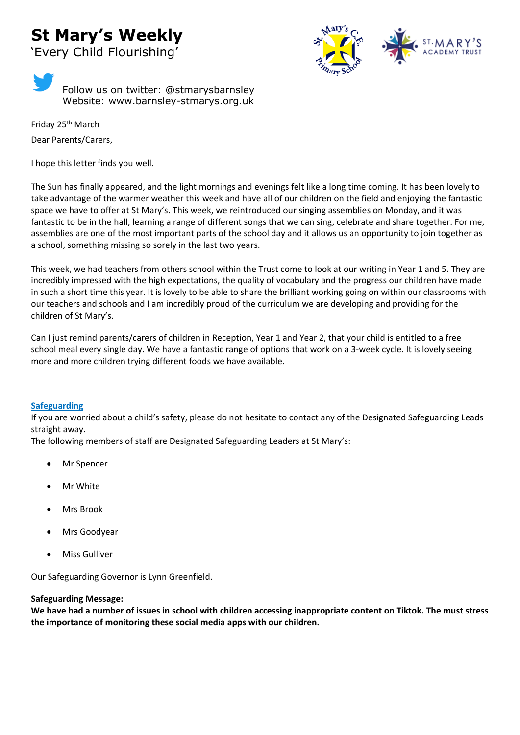# St Mary's Weekly

'Every Child Flourishing'

Follow us on twitter: @stmarysbarnsley
Website: www.barnsley-stmarys.org.uk

Friday 25th March

Dear Parents/Carers,

I hope this letter finds you well.

The Sun has finally appeared, and the light mornings and evenings felt like a long time coming. It has been lovely to take advantage of the warmer weather this week and have all of our children on the field and enjoying the fantastic space we have to offer at St Mary's. This week, we reintroduced our singing assemblies on Monday, and it was fantastic to be in the hall, learning a range of different songs that we can sing, celebrate and share together. For me, assemblies are one of the most important parts of the school day and it allows us an opportunity to join together as a school, something missing so sorely in the last two years.

This week, we had teachers from others school within the Trust come to look at our writing in Year 1 and 5. They are incredibly impressed with the high expectations, the quality of vocabulary and the progress our children have made in such a short time this year. It is lovely to be able to share the brilliant working going on within our classrooms with our teachers and schools and I am incredibly proud of the curriculum we are developing and providing for the children of St Mary's.

Can I just remind parents/carers of children in Reception, Year 1 and Year 2, that your child is entitled to a free school meal every single day. We have a fantastic range of options that work on a 3-week cycle. It is lovely seeing more and more children trying different foods we have available.

## Safeguarding

If you are worried about a child's safety, please do not hesitate to contact any of the Designated Safeguarding Leads straight away.

The following members of staff are Designated Safeguarding Leaders at St Mary's:

- Mr Spencer
- Mr White
- Mrs Brook
- Mrs Goodyear
- Miss Gulliver

Our Safeguarding Governor is Lynn Greenfield.

**Safeguarding Message:**

**We have had a number of issues in school with children accessing inappropriate content on Tiktok. The must stress the importance of monitoring these social media apps with our children.**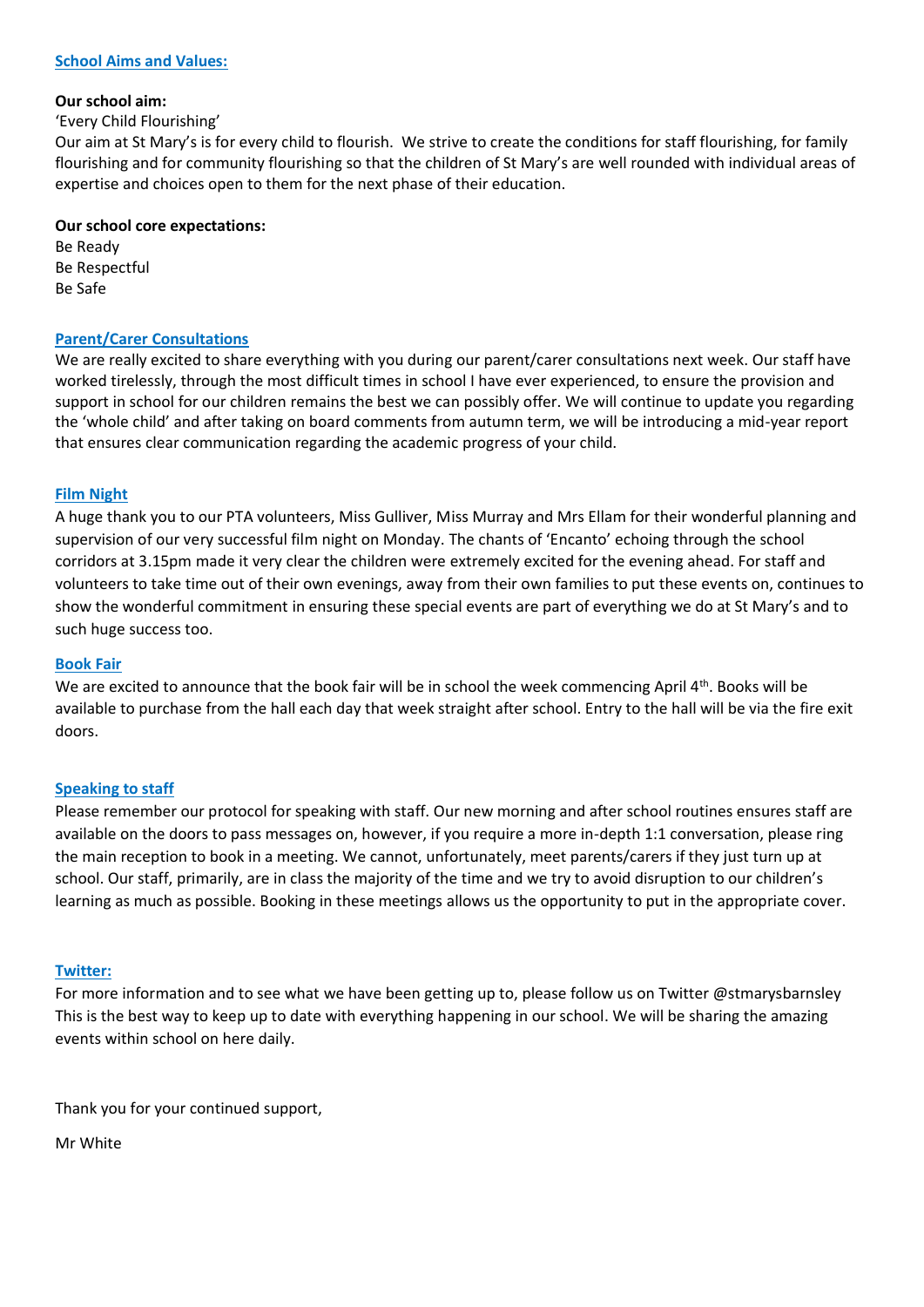## School Aims and Values:

**Our school aim:**

'Every Child Flourishing'

Our aim at St Mary's is for every child to flourish. We strive to create the conditions for staff flourishing, for family flourishing and for community flourishing so that the children of St Mary's are well rounded with individual areas of expertise and choices open to them for the next phase of their education.

**Our school core expectations:**

Be Ready
Be Respectful
Be Safe

## Parent/Carer Consultations

We are really excited to share everything with you during our parent/carer consultations next week. Our staff have worked tirelessly, through the most difficult times in school I have ever experienced, to ensure the provision and support in school for our children remains the best we can possibly offer. We will continue to update you regarding the 'whole child' and after taking on board comments from autumn term, we will be introducing a mid-year report that ensures clear communication regarding the academic progress of your child.

## Film Night

A huge thank you to our PTA volunteers, Miss Gulliver, Miss Murray and Mrs Ellam for their wonderful planning and supervision of our very successful film night on Monday. The chants of 'Encanto' echoing through the school corridors at 3.15pm made it very clear the children were extremely excited for the evening ahead. For staff and volunteers to take time out of their own evenings, away from their own families to put these events on, continues to show the wonderful commitment in ensuring these special events are part of everything we do at St Mary's and to such huge success too.

## Book Fair

We are excited to announce that the book fair will be in school the week commencing April 4th. Books will be available to purchase from the hall each day that week straight after school. Entry to the hall will be via the fire exit doors.

## Speaking to staff

Please remember our protocol for speaking with staff. Our new morning and after school routines ensures staff are available on the doors to pass messages on, however, if you require a more in-depth 1:1 conversation, please ring the main reception to book in a meeting. We cannot, unfortunately, meet parents/carers if they just turn up at school. Our staff, primarily, are in class the majority of the time and we try to avoid disruption to our children's learning as much as possible. Booking in these meetings allows us the opportunity to put in the appropriate cover.

## Twitter:

For more information and to see what we have been getting up to, please follow us on Twitter @stmarysbarnsley This is the best way to keep up to date with everything happening in our school. We will be sharing the amazing events within school on here daily.

Thank you for your continued support,

Mr White